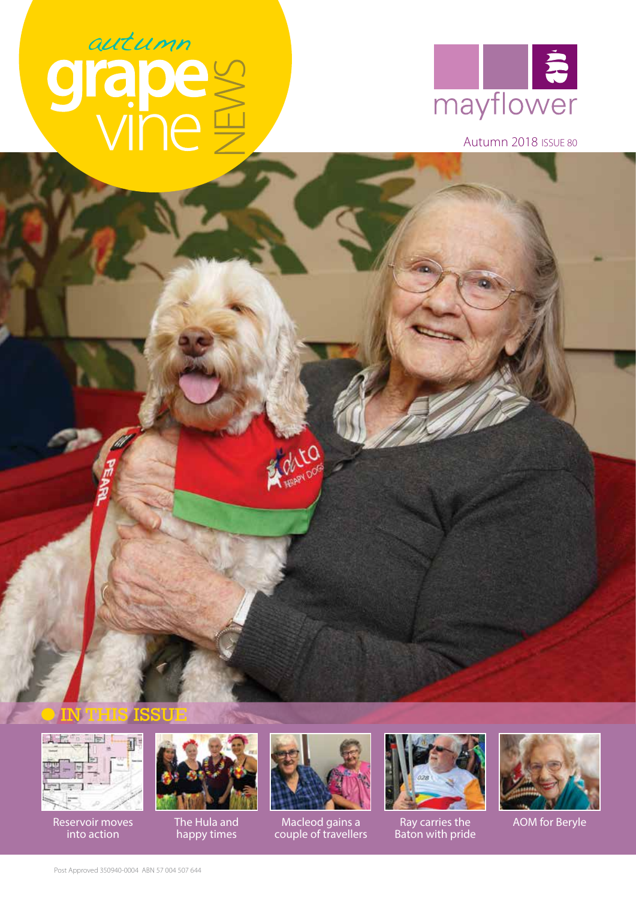# autumn grapevine NEWS

mayflower

Autumn 2018 ISSUE 80

## IN THIS ISSUE

- Reservoir moves into action
- The Hula and happy times
- Macleod gains a couple of travellers
- Ray carries the Baton with pride
- AOM for Beryle

Post Approved 350940-0004 ABN 57 004 507 644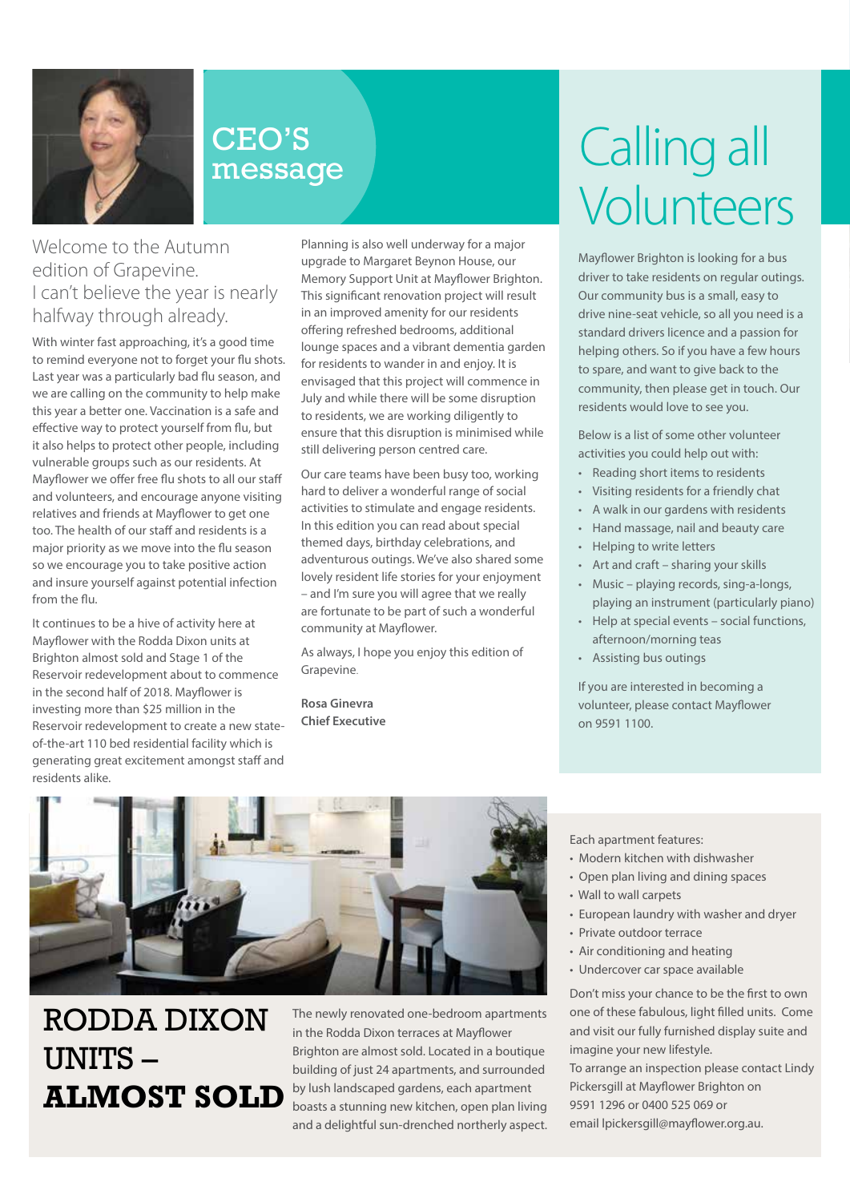# CEO'S message

Welcome to the Autumn edition of Grapevine. I can't believe the year is nearly halfway through already.

With winter fast approaching, it's a good time to remind everyone not to forget your flu shots. Last year was a particularly bad flu season, and we are calling on the community to help make this year a better one. Vaccination is a safe and effective way to protect yourself from flu, but it also helps to protect other people, including vulnerable groups such as our residents. At Mayflower we offer free flu shots to all our staff and volunteers, and encourage anyone visiting relatives and friends at Mayflower to get one too. The health of our staff and residents is a major priority as we move into the flu season so we encourage you to take positive action and insure yourself against potential infection from the flu.

It continues to be a hive of activity here at Mayflower with the Rodda Dixon units at Brighton almost sold and Stage 1 of the Reservoir redevelopment about to commence in the second half of 2018. Mayflower is investing more than $25 million in the Reservoir redevelopment to create a new state-of-the-art 110 bed residential facility which is generating great excitement amongst staff and residents alike.

Planning is also well underway for a major upgrade to Margaret Beynon House, our Memory Support Unit at Mayflower Brighton. This significant renovation project will result in an improved amenity for our residents offering refreshed bedrooms, additional lounge spaces and a vibrant dementia garden for residents to wander in and enjoy. It is envisaged that this project will commence in July and while there will be some disruption to residents, we are working diligently to ensure that this disruption is minimised while still delivering person centred care.

Our care teams have been busy too, working hard to deliver a wonderful range of social activities to stimulate and engage residents. In this edition you can read about special themed days, birthday celebrations, and adventurous outings. We've also shared some lovely resident life stories for your enjoyment – and I'm sure you will agree that we really are fortunate to be part of such a wonderful community at Mayflower.

As always, I hope you enjoy this edition of Grapevine.

**Rosa Ginevra**
**Chief Executive**

# Calling all Volunteers

Mayflower Brighton is looking for a bus driver to take residents on regular outings. Our community bus is a small, easy to drive nine-seat vehicle, so all you need is a standard drivers licence and a passion for helping others. So if you have a few hours to spare, and want to give back to the community, then please get in touch. Our residents would love to see you.

Below is a list of some other volunteer activities you could help out with:

- Reading short items to residents
- Visiting residents for a friendly chat
- A walk in our gardens with residents
- Hand massage, nail and beauty care
- Helping to write letters
- Art and craft – sharing your skills
- Music – playing records, sing-a-longs, playing an instrument (particularly piano)
- Help at special events – social functions, afternoon/morning teas
- Assisting bus outings

If you are interested in becoming a volunteer, please contact Mayflower on 9591 1100.

# RODDA DIXON UNITS – ALMOST SOLD

The newly renovated one-bedroom apartments in the Rodda Dixon terraces at Mayflower Brighton are almost sold. Located in a boutique building of just 24 apartments, and surrounded by lush landscaped gardens, each apartment boasts a stunning new kitchen, open plan living and a delightful sun-drenched northerly aspect.

Each apartment features:

- Modern kitchen with dishwasher
- Open plan living and dining spaces
- Wall to wall carpets
- European laundry with washer and dryer
- Private outdoor terrace
- Air conditioning and heating
- Undercover car space available

Don't miss your chance to be the first to own one of these fabulous, light filled units. Come and visit our fully furnished display suite and imagine your new lifestyle.

To arrange an inspection please contact Lindy Pickersgill at Mayflower Brighton on 9591 1296 or 0400 525 069 or email lpickersgill@mayflower.org.au.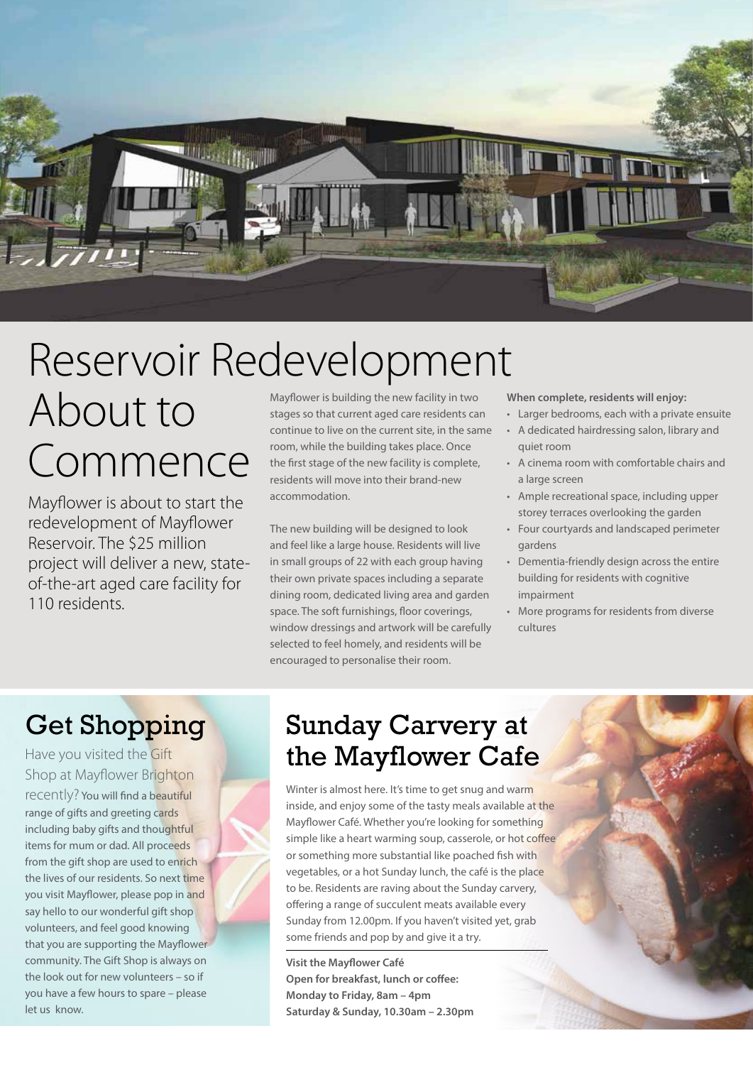# Reservoir Redevelopment About to Commence

Mayflower is about to start the redevelopment of Mayflower Reservoir. The $25 million project will deliver a new, state-of-the-art aged care facility for 110 residents.

Mayflower is building the new facility in two stages so that current aged care residents can continue to live on the current site, in the same room, while the building takes place. Once the first stage of the new facility is complete, residents will move into their brand-new accommodation.

The new building will be designed to look and feel like a large house. Residents will live in small groups of 22 with each group having their own private spaces including a separate dining room, dedicated living area and garden space. The soft furnishings, floor coverings, window dressings and artwork will be carefully selected to feel homely, and residents will be encouraged to personalise their room.

**When complete, residents will enjoy:**

- Larger bedrooms, each with a private ensuite
- A dedicated hairdressing salon, library and quiet room
- A cinema room with comfortable chairs and a large screen
- Ample recreational space, including upper storey terraces overlooking the garden
- Four courtyards and landscaped perimeter gardens
- Dementia-friendly design across the entire building for residents with cognitive impairment
- More programs for residents from diverse cultures

## Get Shopping

Have you visited the Gift Shop at Mayflower Brighton recently? You will find a beautiful range of gifts and greeting cards including baby gifts and thoughtful items for mum or dad. All proceeds from the gift shop are used to enrich the lives of our residents. So next time you visit Mayflower, please pop in and say hello to our wonderful gift shop volunteers, and feel good knowing that you are supporting the Mayflower community. The Gift Shop is always on the look out for new volunteers – so if you have a few hours to spare – please let us know.

## Sunday Carvery at the Mayflower Cafe

Winter is almost here. It's time to get snug and warm inside, and enjoy some of the tasty meals available at the Mayflower Café. Whether you're looking for something simple like a heart warming soup, casserole, or hot coffee or something more substantial like poached fish with vegetables, or a hot Sunday lunch, the café is the place to be. Residents are raving about the Sunday carvery, offering a range of succulent meats available every Sunday from 12.00pm. If you haven't visited yet, grab some friends and pop by and give it a try.

**Visit the Mayflower Café**
**Open for breakfast, lunch or coffee:**
**Monday to Friday, 8am – 4pm**
**Saturday & Sunday, 10.30am – 2.30pm**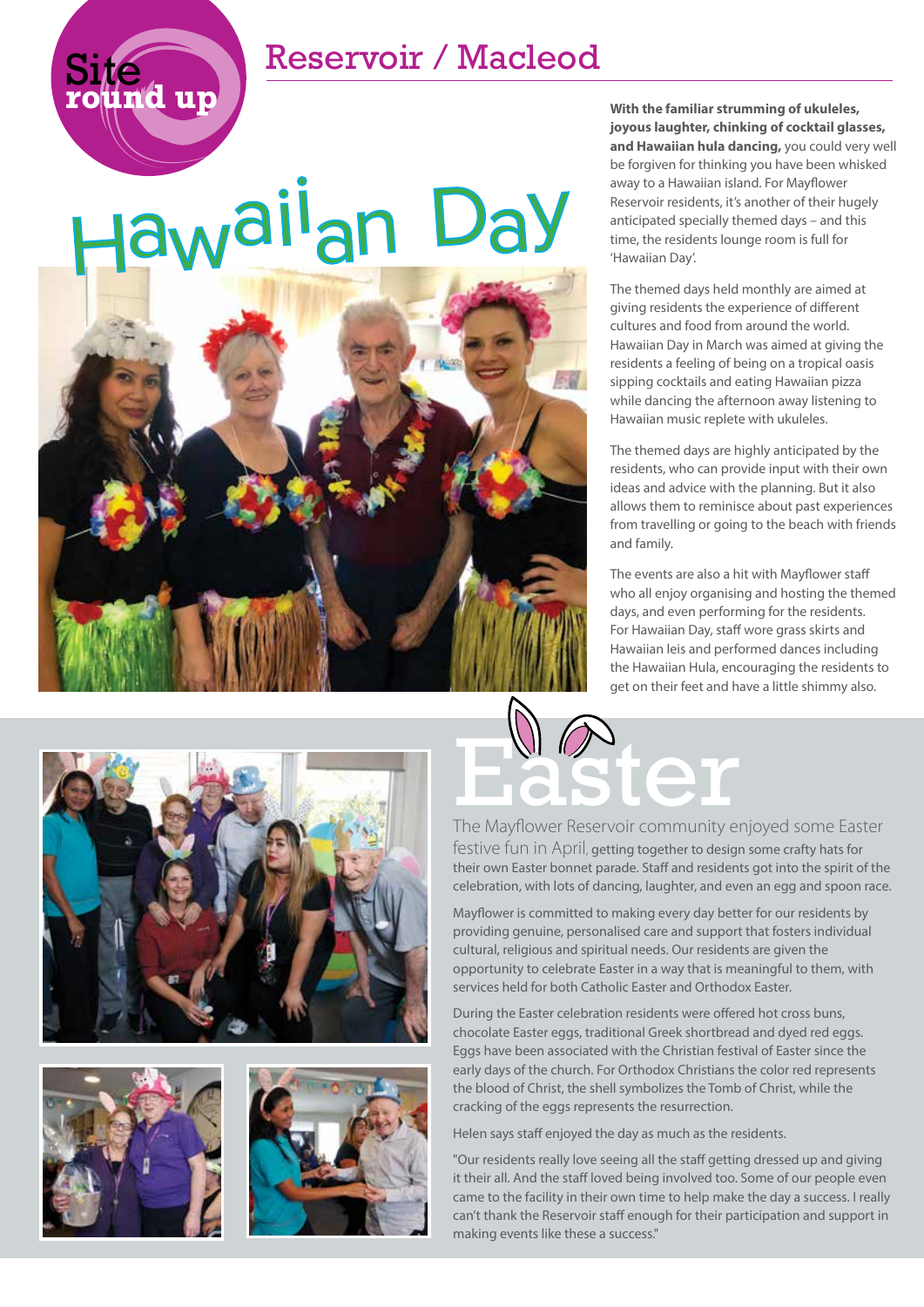Site round up

# Reservoir / Macleod

## Hawaiian Day

**With the familiar strumming of ukuleles, joyous laughter, chinking of cocktail glasses, and Hawaiian hula dancing,** you could very well be forgiven for thinking you have been whisked away to a Hawaiian island. For Mayflower Reservoir residents, it's another of their hugely anticipated specially themed days – and this time, the residents lounge room is full for 'Hawaiian Day'.

The themed days held monthly are aimed at giving residents the experience of different cultures and food from around the world. Hawaiian Day in March was aimed at giving the residents a feeling of being on a tropical oasis sipping cocktails and eating Hawaiian pizza while dancing the afternoon away listening to Hawaiian music replete with ukuleles.

The themed days are highly anticipated by the residents, who can provide input with their own ideas and advice with the planning. But it also allows them to reminisce about past experiences from travelling or going to the beach with friends and family.

The events are also a hit with Mayflower staff who all enjoy organising and hosting the themed days, and even performing for the residents. For Hawaiian Day, staff wore grass skirts and Hawaiian leis and performed dances including the Hawaiian Hula, encouraging the residents to get on their feet and have a little shimmy also.

## Easter

The Mayflower Reservoir community enjoyed some Easter festive fun in April, getting together to design some crafty hats for their own Easter bonnet parade. Staff and residents got into the spirit of the celebration, with lots of dancing, laughter, and even an egg and spoon race.

Mayflower is committed to making every day better for our residents by providing genuine, personalised care and support that fosters individual cultural, religious and spiritual needs. Our residents are given the opportunity to celebrate Easter in a way that is meaningful to them, with services held for both Catholic Easter and Orthodox Easter.

During the Easter celebration residents were offered hot cross buns, chocolate Easter eggs, traditional Greek shortbread and dyed red eggs. Eggs have been associated with the Christian festival of Easter since the early days of the church. For Orthodox Christians the color red represents the blood of Christ, the shell symbolizes the Tomb of Christ, while the cracking of the eggs represents the resurrection.

Helen says staff enjoyed the day as much as the residents.

"Our residents really love seeing all the staff getting dressed up and giving it their all. And the staff loved being involved too. Some of our people even came to the facility in their own time to help make the day a success. I really can't thank the Reservoir staff enough for their participation and support in making events like these a success."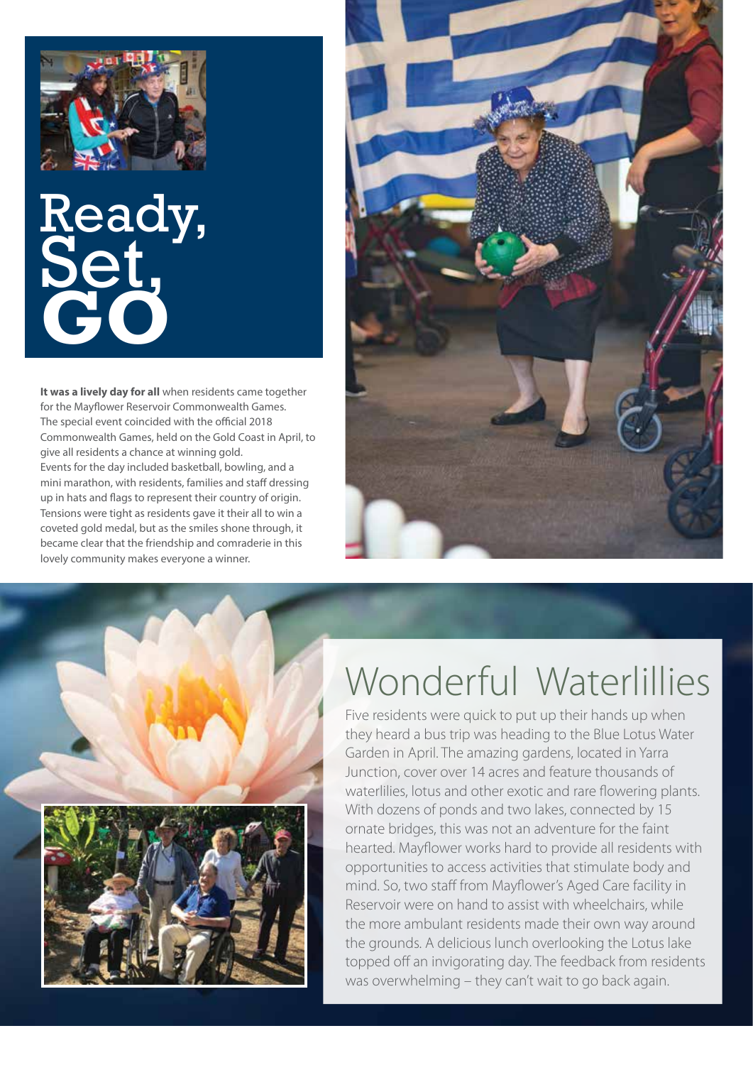# Ready, Set, GO

**It was a lively day for all** when residents came together for the Mayflower Reservoir Commonwealth Games. The special event coincided with the official 2018 Commonwealth Games, held on the Gold Coast in April, to give all residents a chance at winning gold.

Events for the day included basketball, bowling, and a mini marathon, with residents, families and staff dressing up in hats and flags to represent their country of origin. Tensions were tight as residents gave it their all to win a coveted gold medal, but as the smiles shone through, it became clear that the friendship and comraderie in this lovely community makes everyone a winner.

# Wonderful Waterlillies

Five residents were quick to put up their hands up when they heard a bus trip was heading to the Blue Lotus Water Garden in April. The amazing gardens, located in Yarra Junction, cover over 14 acres and feature thousands of waterlilies, lotus and other exotic and rare flowering plants. With dozens of ponds and two lakes, connected by 15 ornate bridges, this was not an adventure for the faint hearted. Mayflower works hard to provide all residents with opportunities to access activities that stimulate body and mind. So, two staff from Mayflower's Aged Care facility in Reservoir were on hand to assist with wheelchairs, while the more ambulant residents made their own way around the grounds. A delicious lunch overlooking the Lotus lake topped off an invigorating day. The feedback from residents was overwhelming – they can't wait to go back again.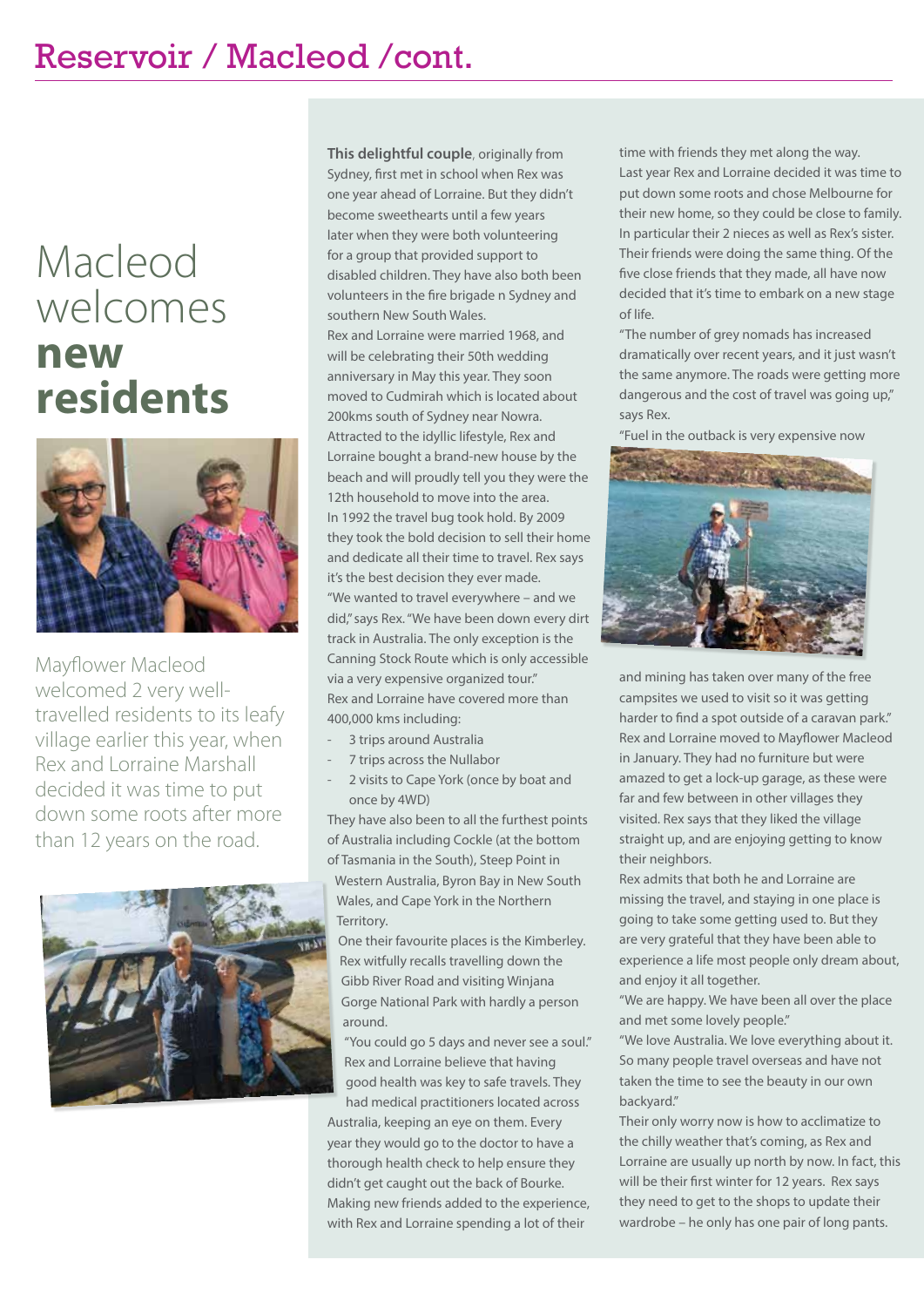# Reservoir / Macleod /cont.

## Macleod welcomes **new residents**

Mayflower Macleod welcomed 2 very well-travelled residents to its leafy village earlier this year, when Rex and Lorraine Marshall decided it was time to put down some roots after more than 12 years on the road.

**This delightful couple**, originally from Sydney, first met in school when Rex was one year ahead of Lorraine. But they didn't become sweethearts until a few years later when they were both volunteering for a group that provided support to disabled children. They have also both been volunteers in the fire brigade n Sydney and southern New South Wales.

Rex and Lorraine were married 1968, and will be celebrating their 50th wedding anniversary in May this year. They soon moved to Cudmirah which is located about 200kms south of Sydney near Nowra. Attracted to the idyllic lifestyle, Rex and Lorraine bought a brand-new house by the beach and will proudly tell you they were the 12th household to move into the area.

In 1992 the travel bug took hold. By 2009 they took the bold decision to sell their home and dedicate all their time to travel. Rex says it's the best decision they ever made.

"We wanted to travel everywhere – and we did," says Rex. "We have been down every dirt track in Australia. The only exception is the Canning Stock Route which is only accessible via a very expensive organized tour."

Rex and Lorraine have covered more than 400,000 kms including:

- 3 trips around Australia
- 7 trips across the Nullabor
- 2 visits to Cape York (once by boat and once by 4WD)

They have also been to all the furthest points of Australia including Cockle (at the bottom of Tasmania in the South), Steep Point in Western Australia, Byron Bay in New South Wales, and Cape York in the Northern Territory.

One their favourite places is the Kimberley. Rex witfully recalls travelling down the Gibb River Road and visiting Winjana Gorge National Park with hardly a person around.

"You could go 5 days and never see a soul."

Rex and Lorraine believe that having good health was key to safe travels. They had medical practitioners located across Australia, keeping an eye on them. Every year they would go to the doctor to have a thorough health check to help ensure they didn't get caught out the back of Bourke.

Making new friends added to the experience, with Rex and Lorraine spending a lot of their time with friends they met along the way.

Last year Rex and Lorraine decided it was time to put down some roots and chose Melbourne for their new home, so they could be close to family. In particular their 2 nieces as well as Rex's sister. Their friends were doing the same thing. Of the five close friends that they made, all have now decided that it's time to embark on a new stage of life.

"The number of grey nomads has increased dramatically over recent years, and it just wasn't the same anymore. The roads were getting more dangerous and the cost of travel was going up," says Rex.

"Fuel in the outback is very expensive now and mining has taken over many of the free campsites we used to visit so it was getting harder to find a spot outside of a caravan park."

Rex and Lorraine moved to Mayflower Macleod in January. They had no furniture but were amazed to get a lock-up garage, as these were far and few between in other villages they visited. Rex says that they liked the village straight up, and are enjoying getting to know their neighbors.

Rex admits that both he and Lorraine are missing the travel, and staying in one place is going to take some getting used to. But they are very grateful that they have been able to experience a life most people only dream about, and enjoy it all together.

"We are happy. We have been all over the place and met some lovely people."

"We love Australia. We love everything about it. So many people travel overseas and have not taken the time to see the beauty in our own backyard."

Their only worry now is how to acclimatize to the chilly weather that's coming, as Rex and Lorraine are usually up north by now. In fact, this will be their first winter for 12 years. Rex says they need to get to the shops to update their wardrobe – he only has one pair of long pants.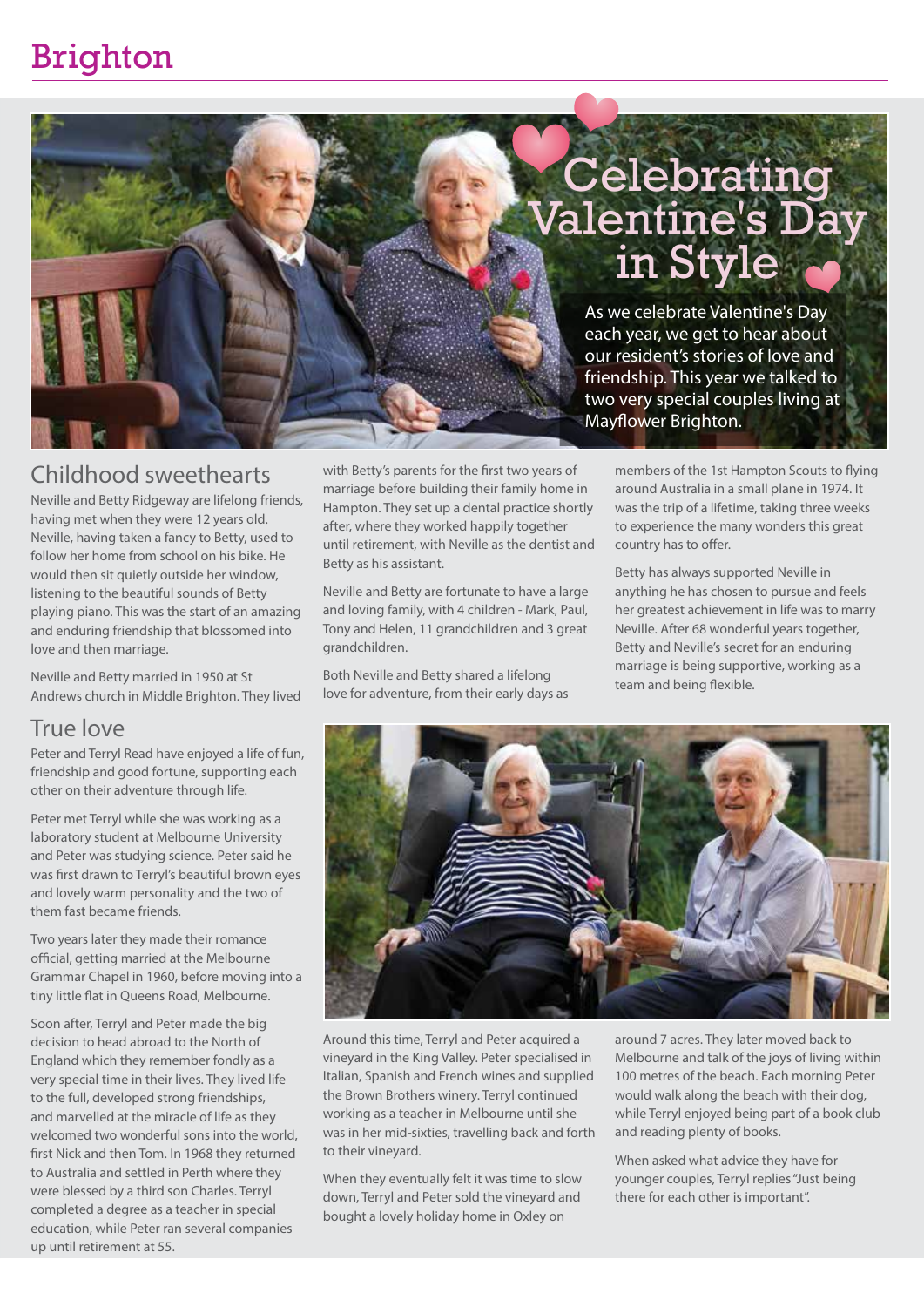Brighton

# Celebrating Valentine's Day in Style

As we celebrate Valentine's Day each year, we get to hear about our resident's stories of love and friendship. This year we talked to two very special couples living at Mayflower Brighton.

## Childhood sweethearts

Neville and Betty Ridgeway are lifelong friends, having met when they were 12 years old. Neville, having taken a fancy to Betty, used to follow her home from school on his bike. He would then sit quietly outside her window, listening to the beautiful sounds of Betty playing piano. This was the start of an amazing and enduring friendship that blossomed into love and then marriage.

Neville and Betty married in 1950 at St Andrews church in Middle Brighton. They lived with Betty's parents for the first two years of marriage before building their family home in Hampton. They set up a dental practice shortly after, where they worked happily together until retirement, with Neville as the dentist and Betty as his assistant.

Neville and Betty are fortunate to have a large and loving family, with 4 children - Mark, Paul, Tony and Helen, 11 grandchildren and 3 great grandchildren.

Both Neville and Betty shared a lifelong love for adventure, from their early days as members of the 1st Hampton Scouts to flying around Australia in a small plane in 1974. It was the trip of a lifetime, taking three weeks to experience the many wonders this great country has to offer.

Betty has always supported Neville in anything he has chosen to pursue and feels her greatest achievement in life was to marry Neville. After 68 wonderful years together, Betty and Neville's secret for an enduring marriage is being supportive, working as a team and being flexible.

## True love

Peter and Terryl Read have enjoyed a life of fun, friendship and good fortune, supporting each other on their adventure through life.

Peter met Terryl while she was working as a laboratory student at Melbourne University and Peter was studying science. Peter said he was first drawn to Terryl's beautiful brown eyes and lovely warm personality and the two of them fast became friends.

Two years later they made their romance official, getting married at the Melbourne Grammar Chapel in 1960, before moving into a tiny little flat in Queens Road, Melbourne.

Soon after, Terryl and Peter made the big decision to head abroad to the North of England which they remember fondly as a very special time in their lives. They lived life to the full, developed strong friendships, and marvelled at the miracle of life as they welcomed two wonderful sons into the world, first Nick and then Tom. In 1968 they returned to Australia and settled in Perth where they were blessed by a third son Charles. Terryl completed a degree as a teacher in special education, while Peter ran several companies up until retirement at 55.

Around this time, Terryl and Peter acquired a vineyard in the King Valley. Peter specialised in Italian, Spanish and French wines and supplied the Brown Brothers winery. Terryl continued working as a teacher in Melbourne until she was in her mid-sixties, travelling back and forth to their vineyard.

When they eventually felt it was time to slow down, Terryl and Peter sold the vineyard and bought a lovely holiday home in Oxley on around 7 acres. They later moved back to Melbourne and talk of the joys of living within 100 metres of the beach. Each morning Peter would walk along the beach with their dog, while Terryl enjoyed being part of a book club and reading plenty of books.

When asked what advice they have for younger couples, Terryl replies "Just being there for each other is important".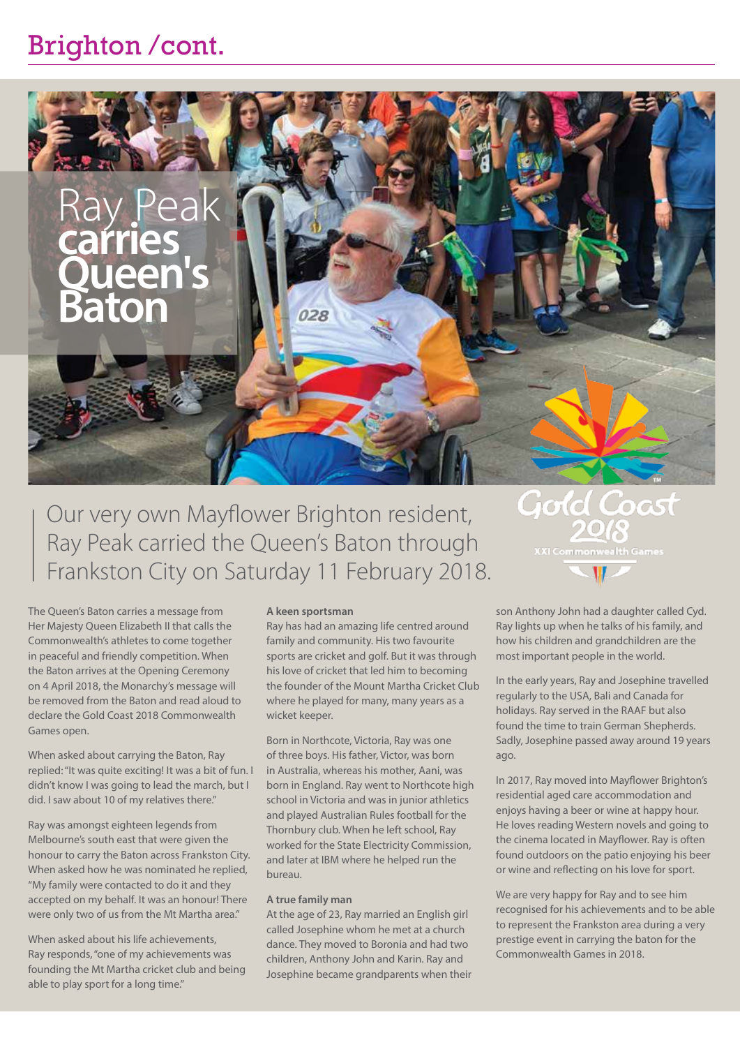# Brighton /cont.

## Ray Peak carries Queen's Baton

Our very own Mayflower Brighton resident, Ray Peak carried the Queen's Baton through Frankston City on Saturday 11 February 2018.

The Queen's Baton carries a message from Her Majesty Queen Elizabeth II that calls the Commonwealth's athletes to come together in peaceful and friendly competition. When the Baton arrives at the Opening Ceremony on 4 April 2018, the Monarchy's message will be removed from the Baton and read aloud to declare the Gold Coast 2018 Commonwealth Games open.

When asked about carrying the Baton, Ray replied: "It was quite exciting! It was a bit of fun. I didn't know I was going to lead the march, but I did. I saw about 10 of my relatives there."

Ray was amongst eighteen legends from Melbourne's south east that were given the honour to carry the Baton across Frankston City. When asked how he was nominated he replied, "My family were contacted to do it and they accepted on my behalf. It was an honour! There were only two of us from the Mt Martha area."

When asked about his life achievements, Ray responds, "one of my achievements was founding the Mt Martha cricket club and being able to play sport for a long time."

**A keen sportsman**

Ray has had an amazing life centred around family and community. His two favourite sports are cricket and golf. But it was through his love of cricket that led him to becoming the founder of the Mount Martha Cricket Club where he played for many, many years as a wicket keeper.

Born in Northcote, Victoria, Ray was one of three boys. His father, Victor, was born in Australia, whereas his mother, Aani, was born in England. Ray went to Northcote high school in Victoria and was in junior athletics and played Australian Rules football for the Thornbury club. When he left school, Ray worked for the State Electricity Commission, and later at IBM where he helped run the bureau.

**A true family man**

At the age of 23, Ray married an English girl called Josephine whom he met at a church dance. They moved to Boronia and had two children, Anthony John and Karin. Ray and Josephine became grandparents when their son Anthony John had a daughter called Cyd. Ray lights up when he talks of his family, and how his children and grandchildren are the most important people in the world.

In the early years, Ray and Josephine travelled regularly to the USA, Bali and Canada for holidays. Ray served in the RAAF but also found the time to train German Shepherds. Sadly, Josephine passed away around 19 years ago.

In 2017, Ray moved into Mayflower Brighton's residential aged care accommodation and enjoys having a beer or wine at happy hour. He loves reading Western novels and going to the cinema located in Mayflower. Ray is often found outdoors on the patio enjoying his beer or wine and reflecting on his love for sport.

We are very happy for Ray and to see him recognised for his achievements and to be able to represent the Frankston area during a very prestige event in carrying the baton for the Commonwealth Games in 2018.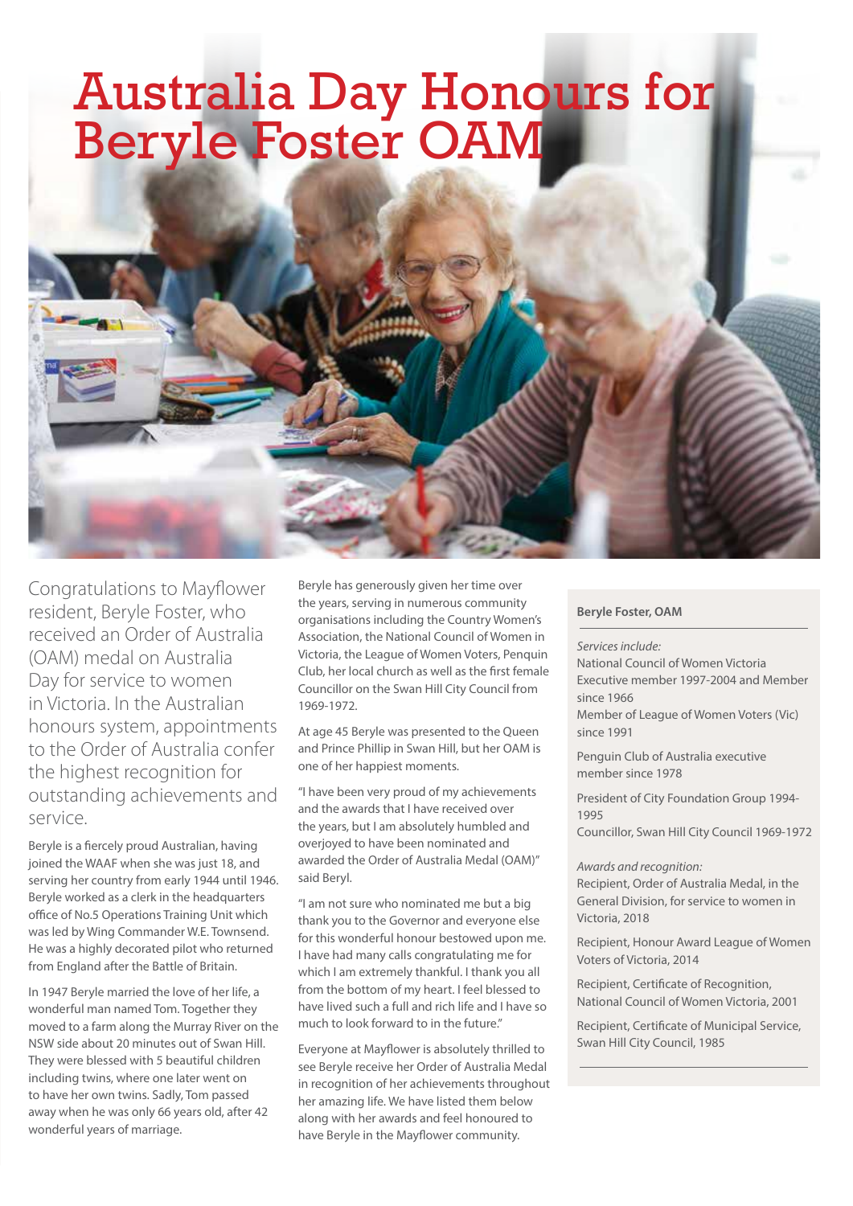# Australia Day Honours for Beryle Foster OAM

Congratulations to Mayflower resident, Beryle Foster, who received an Order of Australia (OAM) medal on Australia Day for service to women in Victoria. In the Australian honours system, appointments to the Order of Australia confer the highest recognition for outstanding achievements and service.

Beryle is a fiercely proud Australian, having joined the WAAF when she was just 18, and serving her country from early 1944 until 1946. Beryle worked as a clerk in the headquarters office of No.5 Operations Training Unit which was led by Wing Commander W.E. Townsend. He was a highly decorated pilot who returned from England after the Battle of Britain.

In 1947 Beryle married the love of her life, a wonderful man named Tom. Together they moved to a farm along the Murray River on the NSW side about 20 minutes out of Swan Hill. They were blessed with 5 beautiful children including twins, where one later went on to have her own twins. Sadly, Tom passed away when he was only 66 years old, after 42 wonderful years of marriage.

Beryle has generously given her time over the years, serving in numerous community organisations including the Country Women's Association, the National Council of Women in Victoria, the League of Women Voters, Penquin Club, her local church as well as the first female Councillor on the Swan Hill City Council from 1969-1972.

At age 45 Beryle was presented to the Queen and Prince Phillip in Swan Hill, but her OAM is one of her happiest moments.

"I have been very proud of my achievements and the awards that I have received over the years, but I am absolutely humbled and overjoyed to have been nominated and awarded the Order of Australia Medal (OAM)" said Beryl.

"I am not sure who nominated me but a big thank you to the Governor and everyone else for this wonderful honour bestowed upon me. I have had many calls congratulating me for which I am extremely thankful. I thank you all from the bottom of my heart. I feel blessed to have lived such a full and rich life and I have so much to look forward to in the future."

Everyone at Mayflower is absolutely thrilled to see Beryle receive her Order of Australia Medal in recognition of her achievements throughout her amazing life. We have listed them below along with her awards and feel honoured to have Beryle in the Mayflower community.

**Beryle Foster, OAM**

*Services include:*

National Council of Women Victoria Executive member 1997-2004 and Member since 1966

Member of League of Women Voters (Vic) since 1991

Penguin Club of Australia executive member since 1978

President of City Foundation Group 1994-1995

Councillor, Swan Hill City Council 1969-1972

*Awards and recognition:*

Recipient, Order of Australia Medal, in the General Division, for service to women in Victoria, 2018

Recipient, Honour Award League of Women Voters of Victoria, 2014

Recipient, Certificate of Recognition, National Council of Women Victoria, 2001

Recipient, Certificate of Municipal Service, Swan Hill City Council, 1985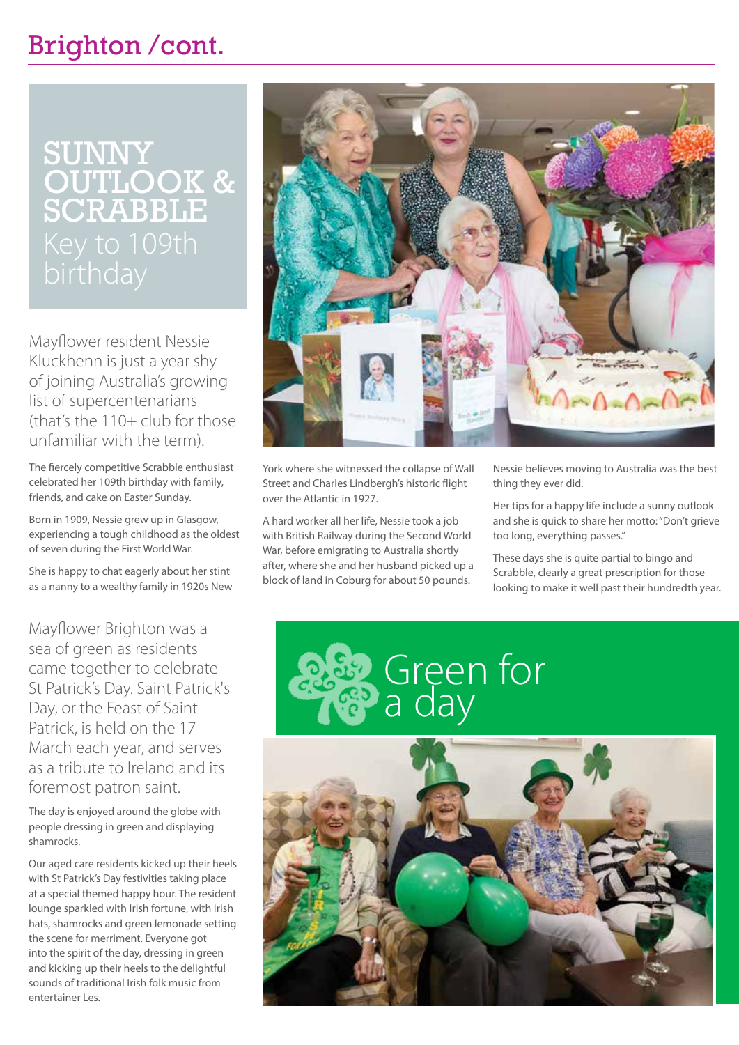# Brighton /cont.

## SUNNY OUTLOOK & SCRABBLE Key to 109th birthday

Mayflower resident Nessie Kluckhenn is just a year shy of joining Australia's growing list of supercentenarians (that's the 110+ club for those unfamiliar with the term).

The fiercely competitive Scrabble enthusiast celebrated her 109th birthday with family, friends, and cake on Easter Sunday.

Born in 1909, Nessie grew up in Glasgow, experiencing a tough childhood as the oldest of seven during the First World War.

She is happy to chat eagerly about her stint as a nanny to a wealthy family in 1920s New York where she witnessed the collapse of Wall Street and Charles Lindbergh's historic flight over the Atlantic in 1927.

A hard worker all her life, Nessie took a job with British Railway during the Second World War, before emigrating to Australia shortly after, where she and her husband picked up a block of land in Coburg for about 50 pounds.

Nessie believes moving to Australia was the best thing they ever did.

Her tips for a happy life include a sunny outlook and she is quick to share her motto: "Don't grieve too long, everything passes."

These days she is quite partial to bingo and Scrabble, clearly a great prescription for those looking to make it well past their hundredth year.

## Green for a day

Mayflower Brighton was a sea of green as residents came together to celebrate St Patrick's Day. Saint Patrick's Day, or the Feast of Saint Patrick, is held on the 17 March each year, and serves as a tribute to Ireland and its foremost patron saint.

The day is enjoyed around the globe with people dressing in green and displaying shamrocks.

Our aged care residents kicked up their heels with St Patrick's Day festivities taking place at a special themed happy hour. The resident lounge sparkled with Irish fortune, with Irish hats, shamrocks and green lemonade setting the scene for merriment. Everyone got into the spirit of the day, dressing in green and kicking up their heels to the delightful sounds of traditional Irish folk music from entertainer Les.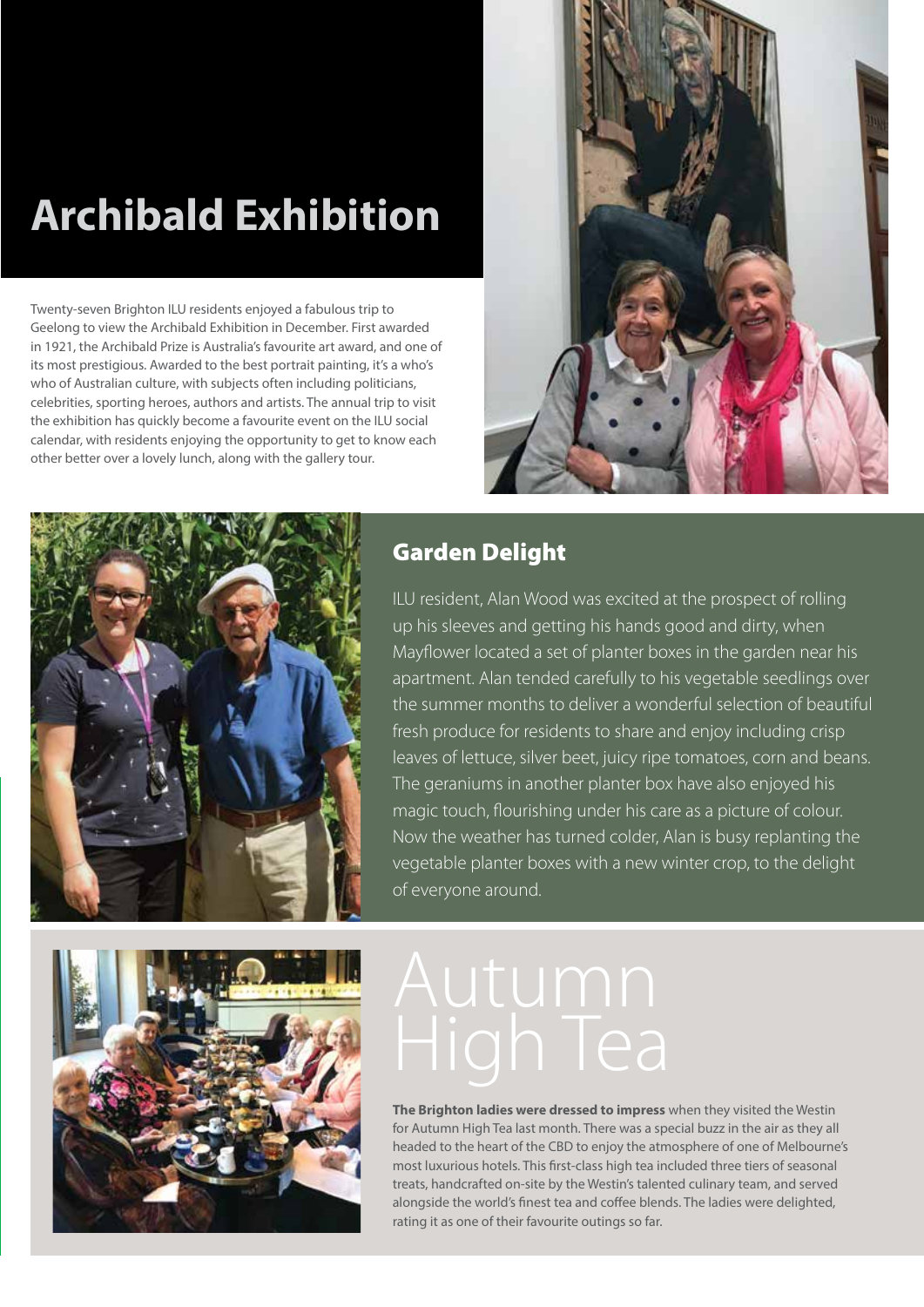# Archibald Exhibition

Twenty-seven Brighton ILU residents enjoyed a fabulous trip to Geelong to view the Archibald Exhibition in December. First awarded in 1921, the Archibald Prize is Australia's favourite art award, and one of its most prestigious. Awarded to the best portrait painting, it's a who's who of Australian culture, with subjects often including politicians, celebrities, sporting heroes, authors and artists. The annual trip to visit the exhibition has quickly become a favourite event on the ILU social calendar, with residents enjoying the opportunity to get to know each other better over a lovely lunch, along with the gallery tour.

## Garden Delight

ILU resident, Alan Wood was excited at the prospect of rolling up his sleeves and getting his hands good and dirty, when Mayflower located a set of planter boxes in the garden near his apartment. Alan tended carefully to his vegetable seedlings over the summer months to deliver a wonderful selection of beautiful fresh produce for residents to share and enjoy including crisp leaves of lettuce, silver beet, juicy ripe tomatoes, corn and beans. The geraniums in another planter box have also enjoyed his magic touch, flourishing under his care as a picture of colour. Now the weather has turned colder, Alan is busy replanting the vegetable planter boxes with a new winter crop, to the delight of everyone around.

# Autumn High Tea

**The Brighton ladies were dressed to impress** when they visited the Westin for Autumn High Tea last month. There was a special buzz in the air as they all headed to the heart of the CBD to enjoy the atmosphere of one of Melbourne's most luxurious hotels. This first-class high tea included three tiers of seasonal treats, handcrafted on-site by the Westin's talented culinary team, and served alongside the world's finest tea and coffee blends. The ladies were delighted, rating it as one of their favourite outings so far.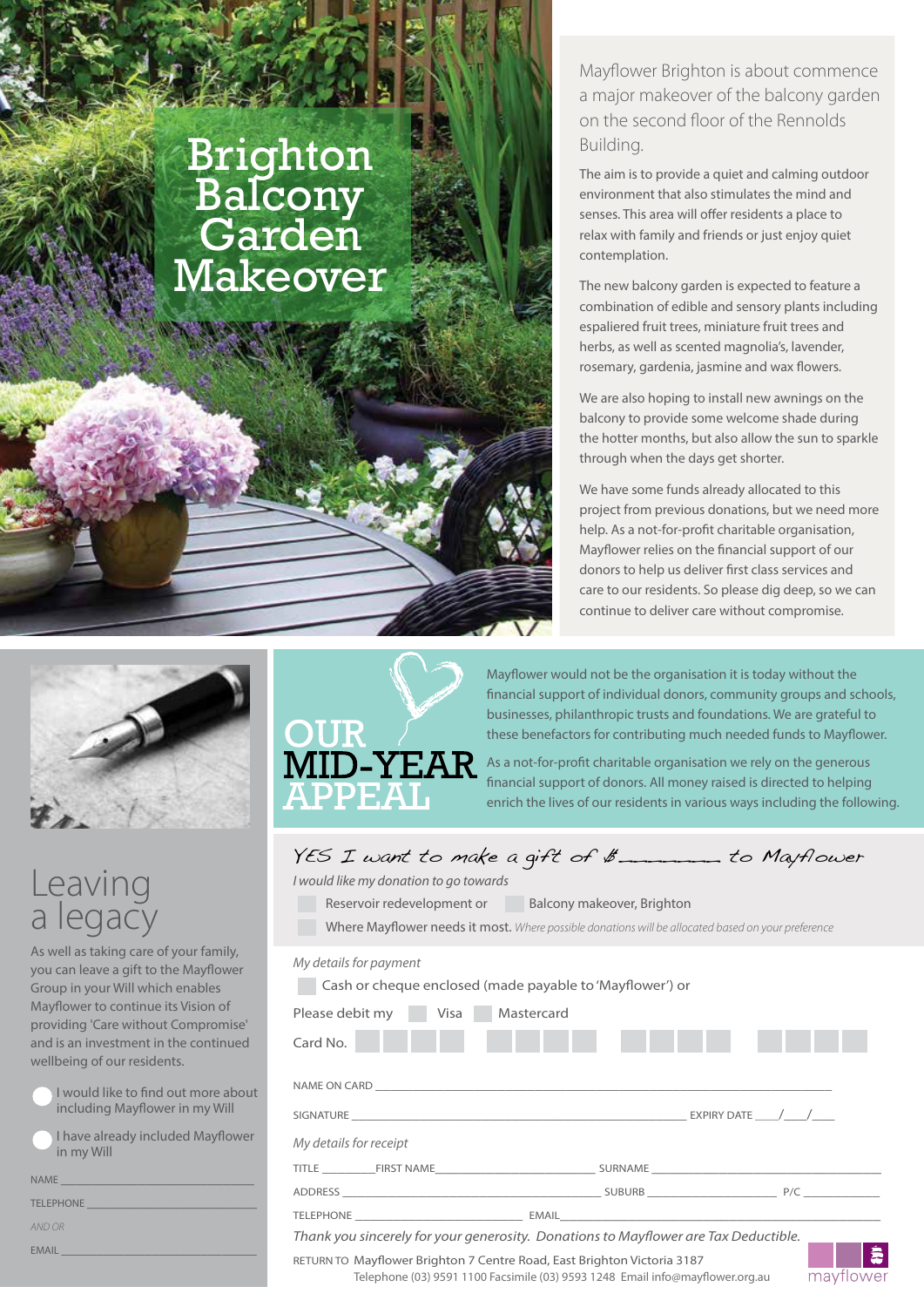# Brighton Balcony Garden Makeover

Mayflower Brighton is about commence a major makeover of the balcony garden on the second floor of the Rennolds Building.

The aim is to provide a quiet and calming outdoor environment that also stimulates the mind and senses. This area will offer residents a place to relax with family and friends or just enjoy quiet contemplation.

The new balcony garden is expected to feature a combination of edible and sensory plants including espaliered fruit trees, miniature fruit trees and herbs, as well as scented magnolia's, lavender, rosemary, gardenia, jasmine and wax flowers.

We are also hoping to install new awnings on the balcony to provide some welcome shade during the hotter months, but also allow the sun to sparkle through when the days get shorter.

We have some funds already allocated to this project from previous donations, but we need more help. As a not-for-profit charitable organisation, Mayflower relies on the financial support of our donors to help us deliver first class services and care to our residents. So please dig deep, so we can continue to deliver care without compromise.

## Leaving a legacy

As well as taking care of your family, you can leave a gift to the Mayflower Group in your Will which enables Mayflower to continue its Vision of providing 'Care without Compromise' and is an investment in the continued wellbeing of our residents.

- I would like to find out more about including Mayflower in my Will
- I have already included Mayflower in my Will

NAME ______________________

TELEPHONE ______________________

*AND OR*

EMAIL ______________________

## OUR MID-YEAR APPEAL

Mayflower would not be the organisation it is today without the financial support of individual donors, community groups and schools, businesses, philanthropic trusts and foundations. We are grateful to these benefactors for contributing much needed funds to Mayflower.

As a not-for-profit charitable organisation we rely on the generous financial support of donors. All money raised is directed to helping enrich the lives of our residents in various ways including the following.

YES I want to make a gift of $________ to Mayflower

*I would like my donation to go towards*

- Reservoir redevelopment or
- Balcony makeover, Brighton
- Where Mayflower needs it most. *Where possible donations will be allocated based on your preference*

*My details for payment*

- Cash or cheque enclosed (made payable to 'Mayflower') or

Please debit my ☐ Visa ☐ Mastercard

Card No. ☐☐☐☐ ☐☐☐☐ ☐☐☐☐ ☐☐☐☐

NAME ON CARD ______________________

SIGNATURE ______________________ EXPIRY DATE ___/___/___

*My details for receipt*

TITLE ________ FIRST NAME ______________ SURNAME ______________

ADDRESS ______________ SUBURB ______________ P/C ________

TELEPHONE ______________ EMAIL ______________

*Thank you sincerely for your generosity. Donations to Mayflower are Tax Deductible.*

RETURN TO Mayflower Brighton 7 Centre Road, East Brighton Victoria 3187
Telephone (03) 9591 1100 Facsimile (03) 9593 1248 Email info@mayflower.org.au

mayflower